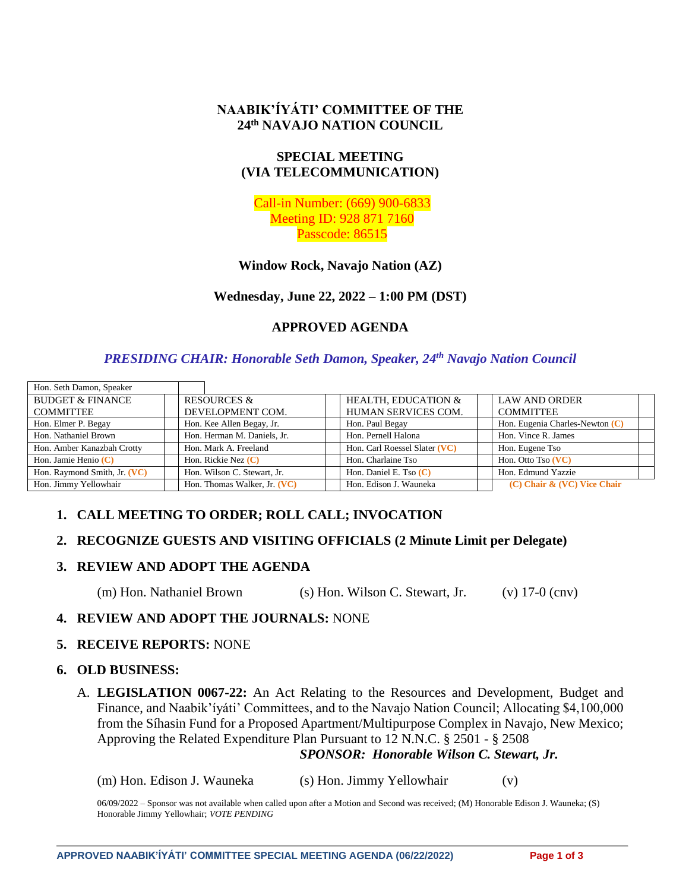# NAABIK'ÍYÁTI' COMMITTEE OF THE 24th NAVAJO NATION COUNCIL

## SPECIAL MEETING (VIA TELECOMMUNICATION)

Call-in Number: (669) 900-6833
Meeting ID: 928 871 7160
Passcode: 86515

**Window Rock, Navajo Nation (AZ)**

**Wednesday, June 22, 2022 – 1:00 PM (DST)**

## APPROVED AGENDA

***PRESIDING CHAIR: Honorable Seth Damon, Speaker, 24th Navajo Nation Council***

| Hon. Seth Damon, Speaker | | | | | | | |
|---|---|---|---|---|---|---|---|
| BUDGET & FINANCE COMMITTEE | | RESOURCES & DEVELOPMENT COM. | | HEALTH, EDUCATION & HUMAN SERVICES COM. | | LAW AND ORDER COMMITTEE | |
| Hon. Elmer P. Begay | | Hon. Kee Allen Begay, Jr. | | Hon. Paul Begay | | Hon. Eugenia Charles-Newton (C) | |
| Hon. Nathaniel Brown | | Hon. Herman M. Daniels, Jr. | | Hon. Pernell Halona | | Hon. Vince R. James | |
| Hon. Amber Kanazbah Crotty | | Hon. Mark A. Freeland | | Hon. Carl Roessel Slater (VC) | | Hon. Eugene Tso | |
| Hon. Jamie Henio (C) | | Hon. Rickie Nez (C) | | Hon. Charlaine Tso | | Hon. Otto Tso (VC) | |
| Hon. Raymond Smith, Jr. (VC) | | Hon. Wilson C. Stewart, Jr. | | Hon. Daniel E. Tso (C) | | Hon. Edmund Yazzie | |
| Hon. Jimmy Yellowhair | | Hon. Thomas Walker, Jr. (VC) | | Hon. Edison J. Wauneka | | (C) Chair & (VC) Vice Chair | |

1. **CALL MEETING TO ORDER; ROLL CALL; INVOCATION**

2. **RECOGNIZE GUESTS AND VISITING OFFICIALS (2 Minute Limit per Delegate)**

3. **REVIEW AND ADOPT THE AGENDA**

   (m) Hon. Nathaniel Brown (s) Hon. Wilson C. Stewart, Jr. (v) 17-0 (cnv)

4. **REVIEW AND ADOPT THE JOURNALS:** NONE

5. **RECEIVE REPORTS:** NONE

6. **OLD BUSINESS:**

   A. **LEGISLATION 0067-22:** An Act Relating to the Resources and Development, Budget and Finance, and Naabik'íyáti' Committees, and to the Navajo Nation Council; Allocating $4,100,000 from the Síhasin Fund for a Proposed Apartment/Multipurpose Complex in Navajo, New Mexico; Approving the Related Expenditure Plan Pursuant to 12 N.N.C. § 2501 - § 2508
   ***SPONSOR: Honorable Wilson C. Stewart, Jr.***

   (m) Hon. Edison J. Wauneka (s) Hon. Jimmy Yellowhair (v)

   06/09/2022 – Sponsor was not available when called upon after a Motion and Second was received; (M) Honorable Edison J. Wauneka; (S) Honorable Jimmy Yellowhair; *VOTE PENDING*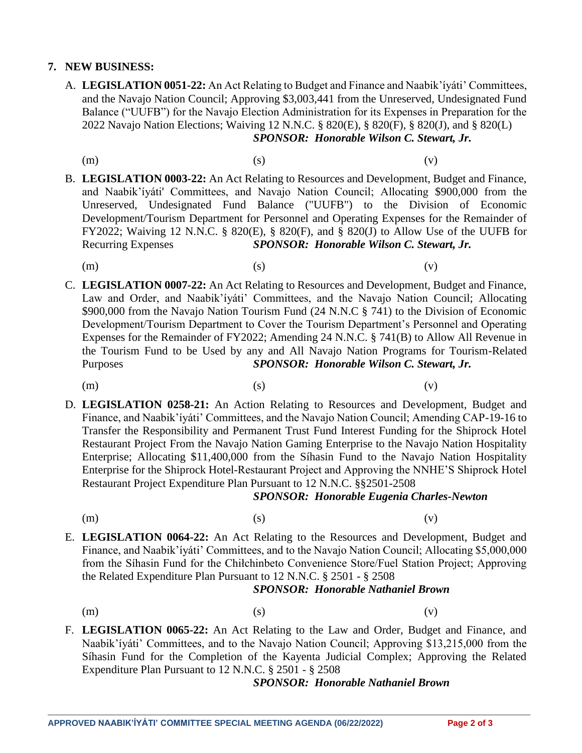## 7. NEW BUSINESS:

A. **LEGISLATION 0051-22:** An Act Relating to Budget and Finance and Naabik'íyáti' Committees, and the Navajo Nation Council; Approving $3,003,441 from the Unreserved, Undesignated Fund Balance ("UUFB") for the Navajo Election Administration for its Expenses in Preparation for the 2022 Navajo Nation Elections; Waiving 12 N.N.C. § 820(E), § 820(F), § 820(J), and § 820(L) ***SPONSOR: Honorable Wilson C. Stewart, Jr.***

(m) (s) (v)

B. **LEGISLATION 0003-22:** An Act Relating to Resources and Development, Budget and Finance, and Naabik'íyáti' Committees, and Navajo Nation Council; Allocating $900,000 from the Unreserved, Undesignated Fund Balance ("UUFB") to the Division of Economic Development/Tourism Department for Personnel and Operating Expenses for the Remainder of FY2022; Waiving 12 N.N.C. § 820(E), § 820(F), and § 820(J) to Allow Use of the UUFB for Recurring Expenses ***SPONSOR: Honorable Wilson C. Stewart, Jr.***

(m) (s) (v)

C. **LEGISLATION 0007-22:** An Act Relating to Resources and Development, Budget and Finance, Law and Order, and Naabik'íyáti' Committees, and the Navajo Nation Council; Allocating $900,000 from the Navajo Nation Tourism Fund (24 N.N.C § 741) to the Division of Economic Development/Tourism Department to Cover the Tourism Department's Personnel and Operating Expenses for the Remainder of FY2022; Amending 24 N.N.C. § 741(B) to Allow All Revenue in the Tourism Fund to be Used by any and All Navajo Nation Programs for Tourism-Related Purposes ***SPONSOR: Honorable Wilson C. Stewart, Jr.***

(m) (s) (v)

D. **LEGISLATION 0258-21:** An Action Relating to Resources and Development, Budget and Finance, and Naabik'íyáti' Committees, and the Navajo Nation Council; Amending CAP-19-16 to Transfer the Responsibility and Permanent Trust Fund Interest Funding for the Shiprock Hotel Restaurant Project From the Navajo Nation Gaming Enterprise to the Navajo Nation Hospitality Enterprise; Allocating $11,400,000 from the Síhasin Fund to the Navajo Nation Hospitality Enterprise for the Shiprock Hotel-Restaurant Project and Approving the NNHE'S Shiprock Hotel Restaurant Project Expenditure Plan Pursuant to 12 N.N.C. §§2501-2508

***SPONSOR: Honorable Eugenia Charles-Newton***

(m) (s) (v)

E. **LEGISLATION 0064-22:** An Act Relating to the Resources and Development, Budget and Finance, and Naabik'íyáti' Committees, and to the Navajo Nation Council; Allocating $5,000,000 from the Síhasin Fund for the Chiłchinbeto Convenience Store/Fuel Station Project; Approving the Related Expenditure Plan Pursuant to 12 N.N.C. § 2501 - § 2508

***SPONSOR: Honorable Nathaniel Brown***

(m) (s) (v)

F. **LEGISLATION 0065-22:** An Act Relating to the Law and Order, Budget and Finance, and Naabik'íyáti' Committees, and to the Navajo Nation Council; Approving $13,215,000 from the Síhasin Fund for the Completion of the Kayenta Judicial Complex; Approving the Related Expenditure Plan Pursuant to 12 N.N.C. § 2501 - § 2508

***SPONSOR: Honorable Nathaniel Brown***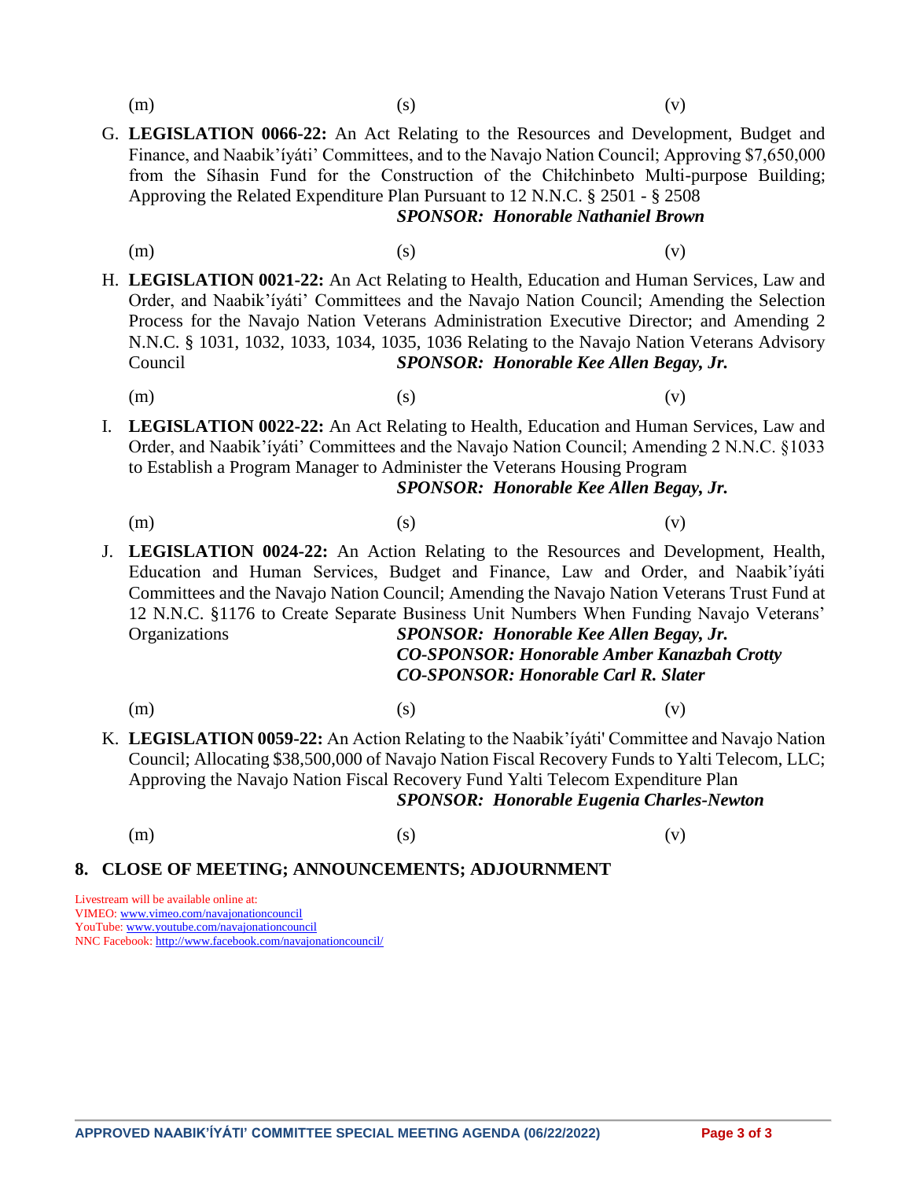(m) (s) (v)

G. **LEGISLATION 0066-22:** An Act Relating to the Resources and Development, Budget and Finance, and Naabik'íyáti' Committees, and to the Navajo Nation Council; Approving $7,650,000 from the Síhasin Fund for the Construction of the Chiłchinbeto Multi-purpose Building; Approving the Related Expenditure Plan Pursuant to 12 N.N.C. § 2501 - § 2508
***SPONSOR: Honorable Nathaniel Brown***

(m) (s) (v)

H. **LEGISLATION 0021-22:** An Act Relating to Health, Education and Human Services, Law and Order, and Naabik'íyáti' Committees and the Navajo Nation Council; Amending the Selection Process for the Navajo Nation Veterans Administration Executive Director; and Amending 2 N.N.C. § 1031, 1032, 1033, 1034, 1035, 1036 Relating to the Navajo Nation Veterans Advisory Council ***SPONSOR: Honorable Kee Allen Begay, Jr.***

(m) (s) (v)

I. **LEGISLATION 0022-22:** An Act Relating to Health, Education and Human Services, Law and Order, and Naabik'íyáti' Committees and the Navajo Nation Council; Amending 2 N.N.C. §1033 to Establish a Program Manager to Administer the Veterans Housing Program
***SPONSOR: Honorable Kee Allen Begay, Jr.***

(m) (s) (v)

J. **LEGISLATION 0024-22:** An Action Relating to the Resources and Development, Health, Education and Human Services, Budget and Finance, Law and Order, and Naabik'íyáti Committees and the Navajo Nation Council; Amending the Navajo Nation Veterans Trust Fund at 12 N.N.C. §1176 to Create Separate Business Unit Numbers When Funding Navajo Veterans' Organizations ***SPONSOR: Honorable Kee Allen Begay, Jr.***
***CO-SPONSOR: Honorable Amber Kanazbah Crotty***
***CO-SPONSOR: Honorable Carl R. Slater***

(m) (s) (v)

K. **LEGISLATION 0059-22:** An Action Relating to the Naabik'íyáti' Committee and Navajo Nation Council; Allocating $38,500,000 of Navajo Nation Fiscal Recovery Funds to Yalti Telecom, LLC; Approving the Navajo Nation Fiscal Recovery Fund Yalti Telecom Expenditure Plan
***SPONSOR: Honorable Eugenia Charles-Newton***

(m) (s) (v)

## 8. CLOSE OF MEETING; ANNOUNCEMENTS; ADJOURNMENT

Livestream will be available online at:
VIMEO: www.vimeo.com/navajonationcouncil
YouTube: www.youtube.com/navajonationcouncil
NNC Facebook: http://www.facebook.com/navajonationcouncil/